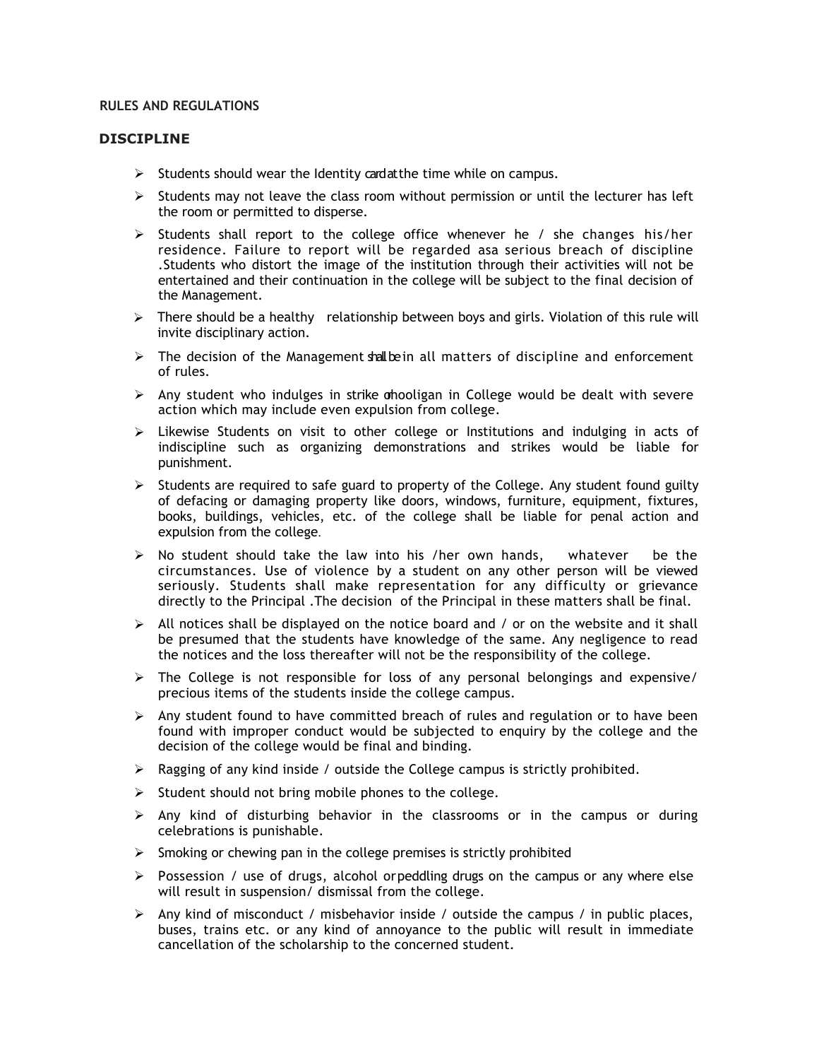RULES AND REGULATIONS

## DISCIPLINE

- Students should wear the Identity card at the time while on campus.
- Students may not leave the class room without permission or until the lecturer has left the room or permitted to disperse.
- Students shall report to the college office whenever he / she changes his/her residence. Failure to report will be regarded asa serious breach of discipline .Students who distort the image of the institution through their activities will not be entertained and their continuation in the college will be subject to the final decision of the Management.
- There should be a healthy relationship between boys and girls. Violation of this rule will invite disciplinary action.
- The decision of the Management shall be in all matters of discipline and enforcement of rules.
- Any student who indulges in strike or hooligan in College would be dealt with severe action which may include even expulsion from college.
- Likewise Students on visit to other college or Institutions and indulging in acts of indiscipline such as organizing demonstrations and strikes would be liable for punishment.
- Students are required to safe guard to property of the College. Any student found guilty of defacing or damaging property like doors, windows, furniture, equipment, fixtures, books, buildings, vehicles, etc. of the college shall be liable for penal action and expulsion from the college.
- No student should take the law into his /her own hands, whatever be the circumstances. Use of violence by a student on any other person will be viewed seriously. Students shall make representation for any difficulty or grievance directly to the Principal .The decision of the Principal in these matters shall be final.
- All notices shall be displayed on the notice board and / or on the website and it shall be presumed that the students have knowledge of the same. Any negligence to read the notices and the loss thereafter will not be the responsibility of the college.
- The College is not responsible for loss of any personal belongings and expensive/ precious items of the students inside the college campus.
- Any student found to have committed breach of rules and regulation or to have been found with improper conduct would be subjected to enquiry by the college and the decision of the college would be final and binding.
- Ragging of any kind inside / outside the College campus is strictly prohibited.
- Student should not bring mobile phones to the college.
- Any kind of disturbing behavior in the classrooms or in the campus or during celebrations is punishable.
- Smoking or chewing pan in the college premises is strictly prohibited
- Possession / use of drugs, alcohol or peddling drugs on the campus or any where else will result in suspension/ dismissal from the college.
- Any kind of misconduct / misbehavior inside / outside the campus / in public places, buses, trains etc. or any kind of annoyance to the public will result in immediate cancellation of the scholarship to the concerned student.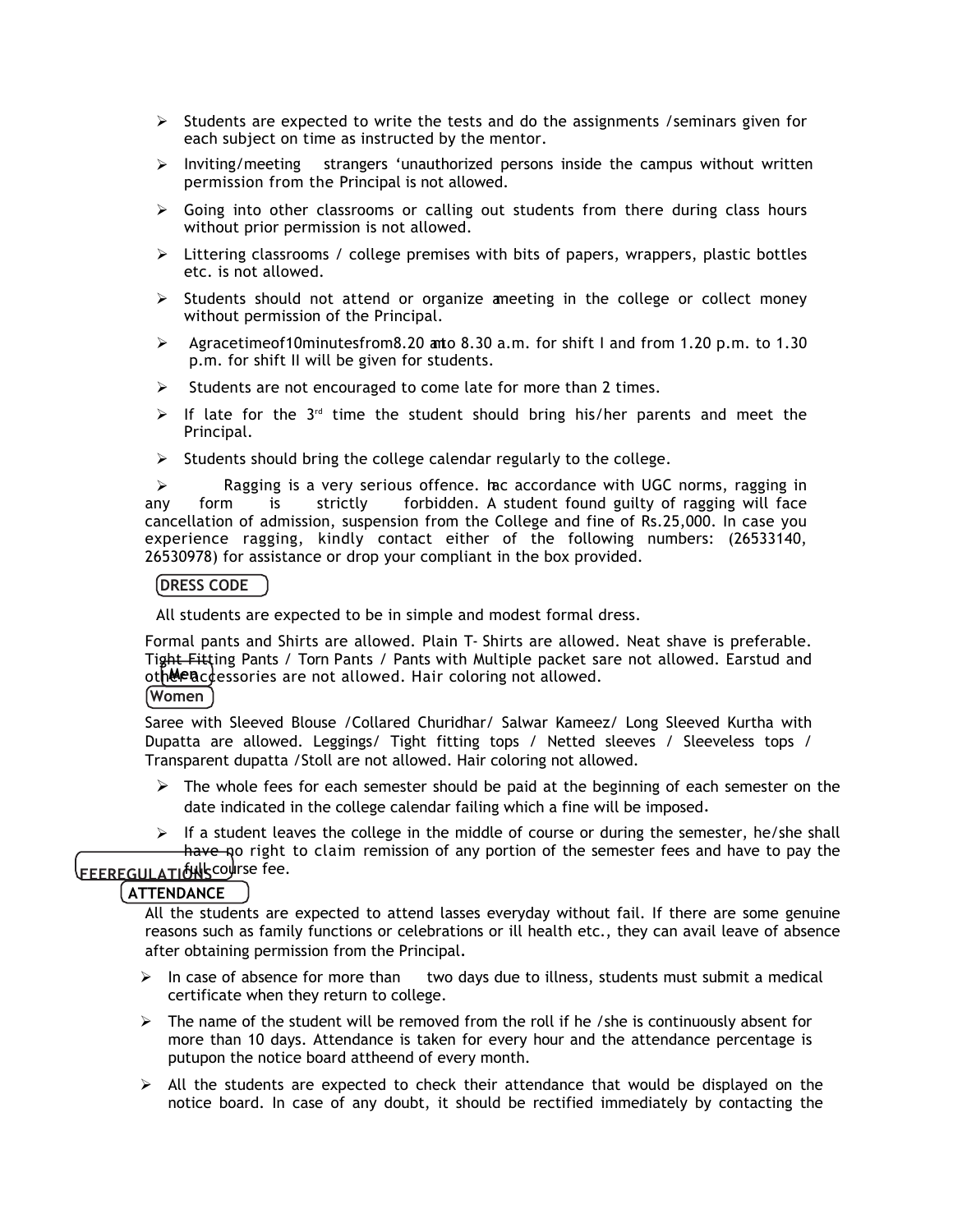- Students are expected to write the tests and do the assignments /seminars given for each subject on time as instructed by the mentor.
- Inviting/meeting strangers 'unauthorized persons inside the campus without written permission from the Principal is not allowed.
- Going into other classrooms or calling out students from there during class hours without prior permission is not allowed.
- Littering classrooms / college premises with bits of papers, wrappers, plastic bottles etc. is not allowed.
- Students should not attend or organize a meeting in the college or collect money without permission of the Principal.
- A grace time of 10 minutes from 8.20 a.m. to 8.30 a.m. for shift I and from 1.20 p.m. to 1.30 p.m. for shift II will be given for students.
- Students are not encouraged to come late for more than 2 times.
- If late for the 3rd time the student should bring his/her parents and meet the Principal.
- Students should bring the college calendar regularly to the college.
- Ragging is a very serious offence. In accordance with UGC norms, ragging in any form is strictly forbidden. A student found guilty of ragging will face cancellation of admission, suspension from the College and fine of Rs.25,000. In case you experience ragging, kindly contact either of the following numbers: (26533140, 26530978) for assistance or drop your compliant in the box provided.

## DRESS CODE

All students are expected to be in simple and modest formal dress.

### Men

Formal pants and Shirts are allowed. Plain T- Shirts are allowed. Neat shave is preferable. Tight Fitting Pants / Torn Pants / Pants with Multiple packet sare not allowed. Earstud and other accessories are not allowed. Hair coloring not allowed.

### Women

Saree with Sleeved Blouse /Collared Churidhar/ Salwar Kameez/ Long Sleeved Kurtha with Dupatta are allowed. Leggings/ Tight fitting tops / Netted sleeves / Sleeveless tops / Transparent dupatta /Stoll are not allowed. Hair coloring not allowed.

## FEE REGULATIONS

- The whole fees for each semester should be paid at the beginning of each semester on the date indicated in the college calendar failing which a fine will be imposed.
- If a student leaves the college in the middle of course or during the semester, he/she shall have no right to claim remission of any portion of the semester fees and have to pay the full course fee.

## ATTENDANCE

All the students are expected to attend lasses everyday without fail. If there are some genuine reasons such as family functions or celebrations or ill health etc., they can avail leave of absence after obtaining permission from the Principal.

- In case of absence for more than two days due to illness, students must submit a medical certificate when they return to college.
- The name of the student will be removed from the roll if he /she is continuously absent for more than 10 days. Attendance is taken for every hour and the attendance percentage is put upon the notice board at the end of every month.
- All the students are expected to check their attendance that would be displayed on the notice board. In case of any doubt, it should be rectified immediately by contacting the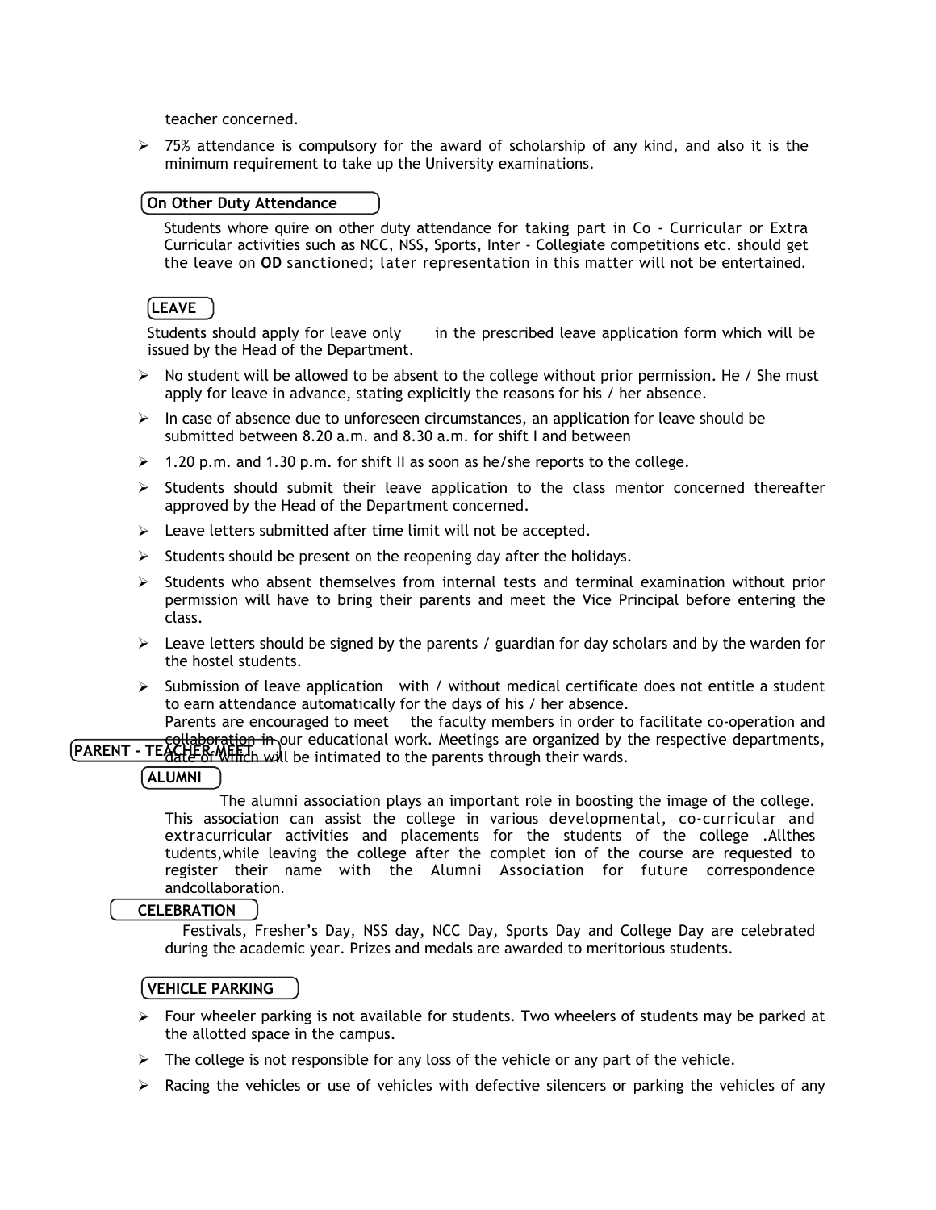teacher concerned.

- 75% attendance is compulsory for the award of scholarship of any kind, and also it is the minimum requirement to take up the University examinations.

## On Other Duty Attendance

Students whore quire on other duty attendance for taking part in Co - Curricular or Extra Curricular activities such as NCC, NSS, Sports, Inter - Collegiate competitions etc. should get the leave on **OD** sanctioned; later representation in this matter will not be entertained.

## LEAVE

Students should apply for leave only in the prescribed leave application form which will be issued by the Head of the Department.

- No student will be allowed to be absent to the college without prior permission. He / She must apply for leave in advance, stating explicitly the reasons for his / her absence.
- In case of absence due to unforeseen circumstances, an application for leave should be submitted between 8.20 a.m. and 8.30 a.m. for shift I and between
- 1.20 p.m. and 1.30 p.m. for shift II as soon as he/she reports to the college.
- Students should submit their leave application to the class mentor concerned thereafter approved by the Head of the Department concerned.
- Leave letters submitted after time limit will not be accepted.
- Students should be present on the reopening day after the holidays.
- Students who absent themselves from internal tests and terminal examination without prior permission will have to bring their parents and meet the Vice Principal before entering the class.
- Leave letters should be signed by the parents / guardian for day scholars and by the warden for the hostel students.
- Submission of leave application with / without medical certificate does not entitle a student to earn attendance automatically for the days of his / her absence.

## PARENT - TEACHER MEET

Parents are encouraged to meet the faculty members in order to facilitate co-operation and collaboration in our educational work. Meetings are organized by the respective departments, date of which will be intimated to the parents through their wards.

## ALUMNI

The alumni association plays an important role in boosting the image of the college. This association can assist the college in various developmental, co-curricular and extracurricular activities and placements for the students of the college .Allthes tudents,while leaving the college after the complet ion of the course are requested to register their name with the Alumni Association for future correspondence andcollaboration.

## CELEBRATION

Festivals, Fresher's Day, NSS day, NCC Day, Sports Day and College Day are celebrated during the academic year. Prizes and medals are awarded to meritorious students.

## VEHICLE PARKING

- Four wheeler parking is not available for students. Two wheelers of students may be parked at the allotted space in the campus.
- The college is not responsible for any loss of the vehicle or any part of the vehicle.
- Racing the vehicles or use of vehicles with defective silencers or parking the vehicles of any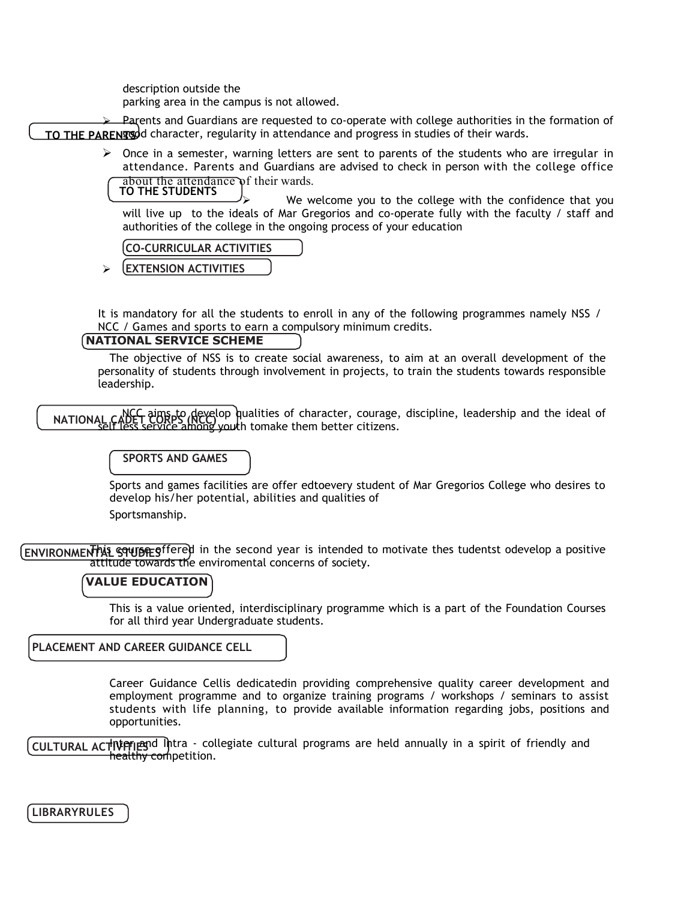description outside the
parking area in the campus is not allowed.

## TO THE PARENTS

- Parents and Guardians are requested to co-operate with college authorities in the formation of good character, regularity in attendance and progress in studies of their wards.
- Once in a semester, warning letters are sent to parents of the students who are irregular in attendance. Parents and Guardians are advised to check in person with the college office about the attendance of their wards.

## TO THE STUDENTS

- We welcome you to the college with the confidence that you will live up to the ideals of Mar Gregorios and co-operate fully with the faculty / staff and authorities of the college in the ongoing process of your education

## CO-CURRICULAR ACTIVITIES

## EXTENSION ACTIVITIES

It is mandatory for all the students to enroll in any of the following programmes namely NSS / NCC / Games and sports to earn a compulsory minimum credits.

## NATIONAL SERVICE SCHEME

The objective of NSS is to create social awareness, to aim at an overall development of the personality of students through involvement in projects, to train the students towards responsible leadership.

## NATIONAL CADET CORPS (NCC)

NCC aims to develop qualities of character, courage, discipline, leadership and the ideal of self less service among youth tomake them better citizens.

## SPORTS AND GAMES

Sports and games facilities are offer edtoevery student of Mar Gregorios College who desires to develop his/her potential, abilities and qualities of Sportsmanship.

## ENVIRONMENTAL STUDIES

This course offered in the second year is intended to motivate thes tudentst odevelop a positive attitude towards the enviromental concerns of society.

## VALUE EDUCATION

This is a value oriented, interdisciplinary programme which is a part of the Foundation Courses for all third year Undergraduate students.

## PLACEMENT AND CAREER GUIDANCE CELL

Career Guidance Cellis dedicatedin providing comprehensive quality career development and employment programme and to organize training programs / workshops / seminars to assist students with life planning, to provide available information regarding jobs, positions and opportunities.

## CULTURAL ACTIVITIES

Inter and Intra - collegiate cultural programs are held annually in a spirit of friendly and healthy competition.

## LIBRARYRULES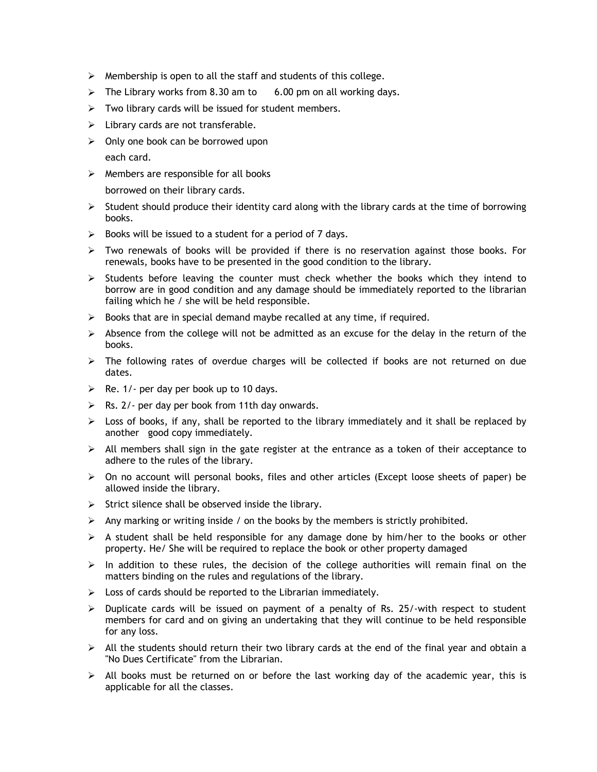- Membership is open to all the staff and students of this college.
- The Library works from 8.30 am to 6.00 pm on all working days.
- Two library cards will be issued for student members.
- Library cards are not transferable.
- Only one book can be borrowed upon each card.
- Members are responsible for all books borrowed on their library cards.
- Student should produce their identity card along with the library cards at the time of borrowing books.
- Books will be issued to a student for a period of 7 days.
- Two renewals of books will be provided if there is no reservation against those books. For renewals, books have to be presented in the good condition to the library.
- Students before leaving the counter must check whether the books which they intend to borrow are in good condition and any damage should be immediately reported to the librarian failing which he / she will be held responsible.
- Books that are in special demand maybe recalled at any time, if required.
- Absence from the college will not be admitted as an excuse for the delay in the return of the books.
- The following rates of overdue charges will be collected if books are not returned on due dates.
- Re. 1/- per day per book up to 10 days.
- Rs. 2/- per day per book from 11th day onwards.
- Loss of books, if any, shall be reported to the library immediately and it shall be replaced by another good copy immediately.
- All members shall sign in the gate register at the entrance as a token of their acceptance to adhere to the rules of the library.
- On no account will personal books, files and other articles (Except loose sheets of paper) be allowed inside the library.
- Strict silence shall be observed inside the library.
- Any marking or writing inside / on the books by the members is strictly prohibited.
- A student shall be held responsible for any damage done by him/her to the books or other property. He/ She will be required to replace the book or other property damaged
- In addition to these rules, the decision of the college authorities will remain final on the matters binding on the rules and regulations of the library.
- Loss of cards should be reported to the Librarian immediately.
- Duplicate cards will be issued on payment of a penalty of Rs. 25/-with respect to student members for card and on giving an undertaking that they will continue to be held responsible for any loss.
- All the students should return their two library cards at the end of the final year and obtain a "No Dues Certificate" from the Librarian.
- All books must be returned on or before the last working day of the academic year, this is applicable for all the classes.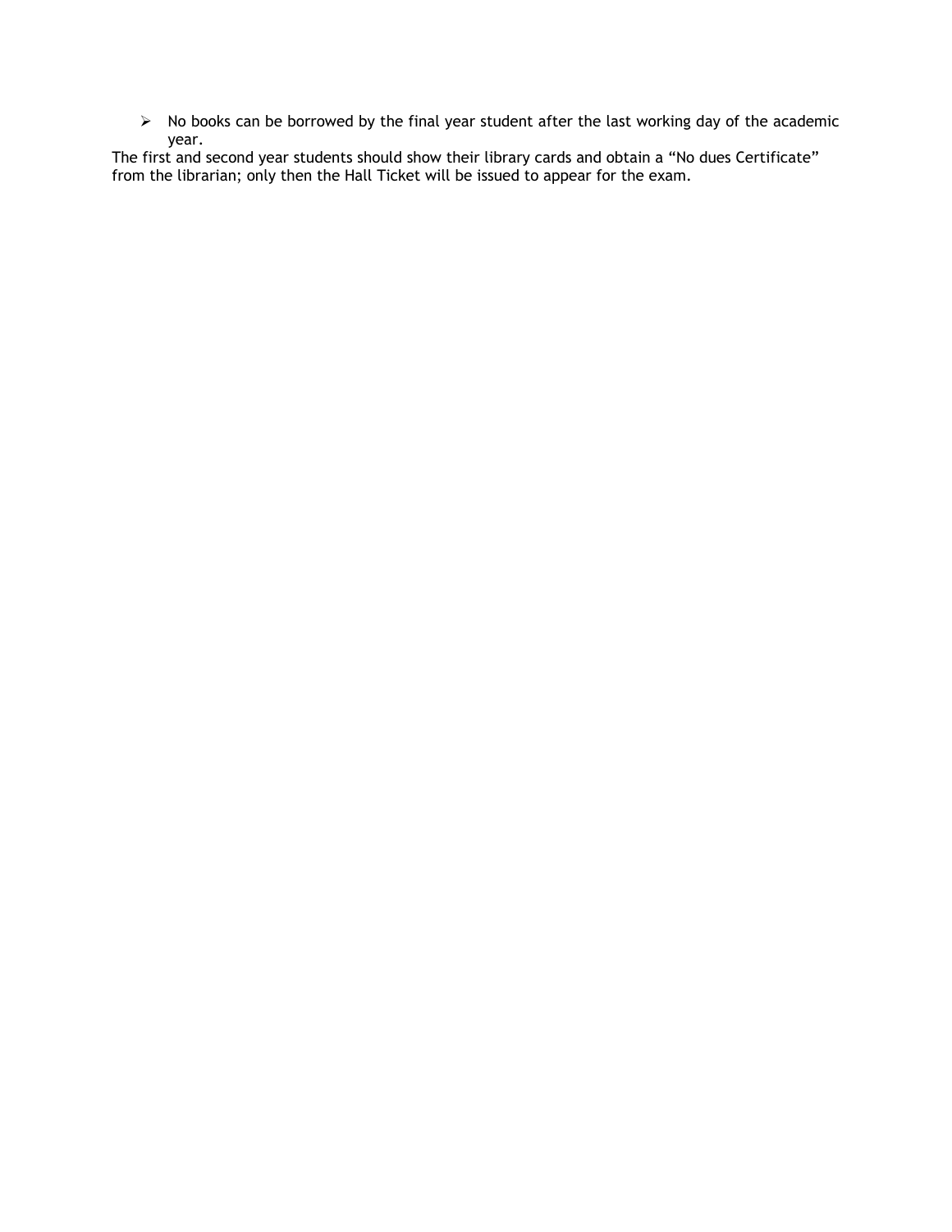- No books can be borrowed by the final year student after the last working day of the academic year.

The first and second year students should show their library cards and obtain a "No dues Certificate" from the librarian; only then the Hall Ticket will be issued to appear for the exam.